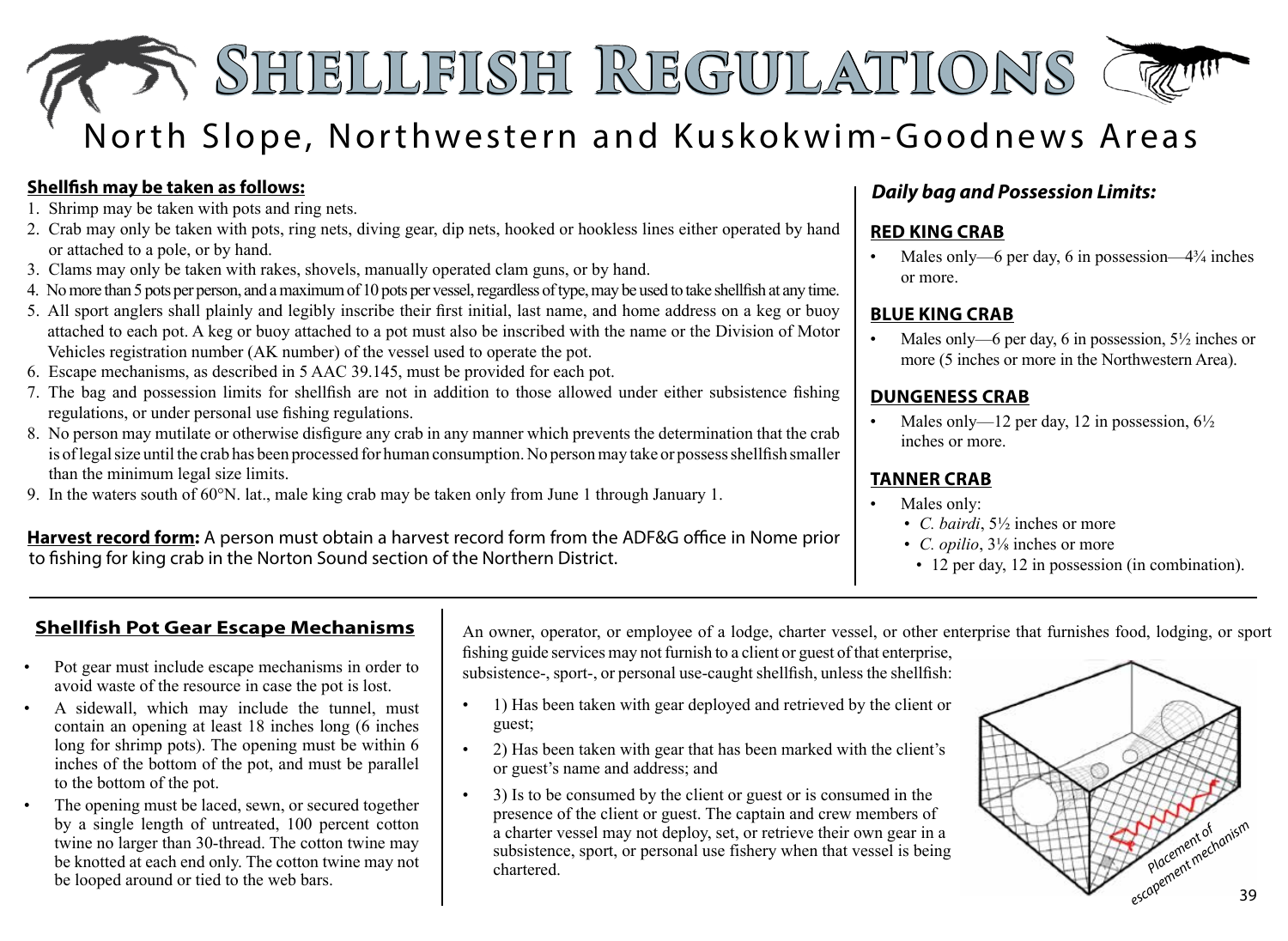# Shellfish Regulations

## North Slope, Northwestern and Kuskokwim-Goodnews Areas

**Shellfish may be taken as follows:**

1. Shrimp may be taken with pots and ring nets.
2. Crab may only be taken with pots, ring nets, diving gear, dip nets, hooked or hookless lines either operated by hand or attached to a pole, or by hand.
3. Clams may only be taken with rakes, shovels, manually operated clam guns, or by hand.
4. No more than 5 pots per person, and a maximum of 10 pots per vessel, regardless of type, may be used to take shellfish at any time.
5. All sport anglers shall plainly and legibly inscribe their first initial, last name, and home address on a keg or buoy attached to each pot. A keg or buoy attached to a pot must also be inscribed with the name or the Division of Motor Vehicles registration number (AK number) of the vessel used to operate the pot.
6. Escape mechanisms, as described in 5 AAC 39.145, must be provided for each pot.
7. The bag and possession limits for shellfish are not in addition to those allowed under either subsistence fishing regulations, or under personal use fishing regulations.
8. No person may mutilate or otherwise disfigure any crab in any manner which prevents the determination that the crab is of legal size until the crab has been processed for human consumption. No person may take or possess shellfish smaller than the minimum legal size limits.
9. In the waters south of 60°N. lat., male king crab may be taken only from June 1 through January 1.

**Harvest record form:** A person must obtain a harvest record form from the ADF&G office in Nome prior to fishing for king crab in the Norton Sound section of the Northern District.

### *Daily bag and Possession Limits:*

**RED KING CRAB**

- Males only—6 per day, 6 in possession—4¾ inches or more.

**BLUE KING CRAB**

- Males only—6 per day, 6 in possession, 5½ inches or more (5 inches or more in the Northwestern Area).

**DUNGENESS CRAB**

- Males only—12 per day, 12 in possession, 6½ inches or more.

**TANNER CRAB**

- Males only:
  - *C. bairdi*, 5½ inches or more
  - *C. opilio*, 3⅛ inches or more
    - 12 per day, 12 in possession (in combination).

---

### Shellfish Pot Gear Escape Mechanisms

- Pot gear must include escape mechanisms in order to avoid waste of the resource in case the pot is lost.
- A sidewall, which may include the tunnel, must contain an opening at least 18 inches long (6 inches long for shrimp pots). The opening must be within 6 inches of the bottom of the pot, and must be parallel to the bottom of the pot.
- The opening must be laced, sewn, or secured together by a single length of untreated, 100 percent cotton twine no larger than 30-thread. The cotton twine may be knotted at each end only. The cotton twine may not be looped around or tied to the web bars.

An owner, operator, or employee of a lodge, charter vessel, or other enterprise that furnishes food, lodging, or sport fishing guide services may not furnish to a client or guest of that enterprise, subsistence-, sport-, or personal use-caught shellfish, unless the shellfish:

- 1) Has been taken with gear deployed and retrieved by the client or guest;
- 2) Has been taken with gear that has been marked with the client's or guest's name and address; and
- 3) Is to be consumed by the client or guest or is consumed in the presence of the client or guest. The captain and crew members of a charter vessel may not deploy, set, or retrieve their own gear in a subsistence, sport, or personal use fishery when that vessel is being chartered.

Placement of escapement mechanism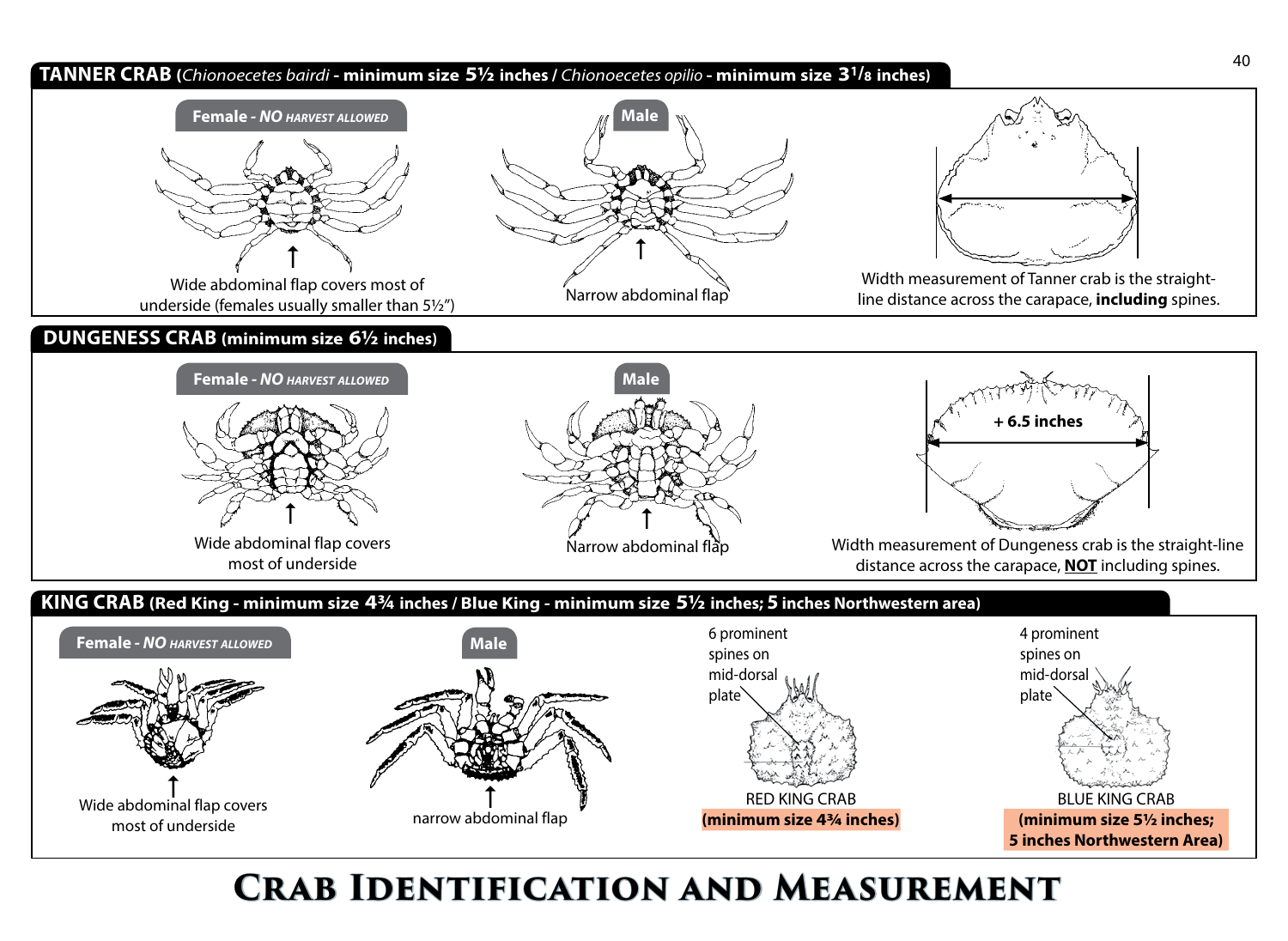## TANNER CRAB (*Chionoecetes bairdi* - minimum size 5½ inches / *Chionoecetes opilio* - minimum size 3¹/₈ inches)

**Female - *NO HARVEST ALLOWED***

Wide abdominal flap covers most of underside (females usually smaller than 5½″)

**Male**

Narrow abdominal flap

Width measurement of Tanner crab is the straight-line distance across the carapace, **including** spines.

## DUNGENESS CRAB (minimum size 6½ inches)

**Female - *NO HARVEST ALLOWED***

Wide abdominal flap covers most of underside

**Male**

Narrow abdominal flap

**+ 6.5 inches**

Width measurement of Dungeness crab is the straight-line distance across the carapace, **NOT** including spines.

## KING CRAB (Red King - minimum size 4¾ inches / Blue King - minimum size 5½ inches; 5 inches Northwestern area)

**Female - *NO HARVEST ALLOWED***

Wide abdominal flap covers most of underside

**Male**

narrow abdominal flap

6 prominent spines on mid-dorsal plate

RED KING CRAB
**(minimum size 4¾ inches)**

4 prominent spines on mid-dorsal plate

BLUE KING CRAB
**(minimum size 5½ inches; 5 inches Northwestern Area)**

# Crab Identification and Measurement